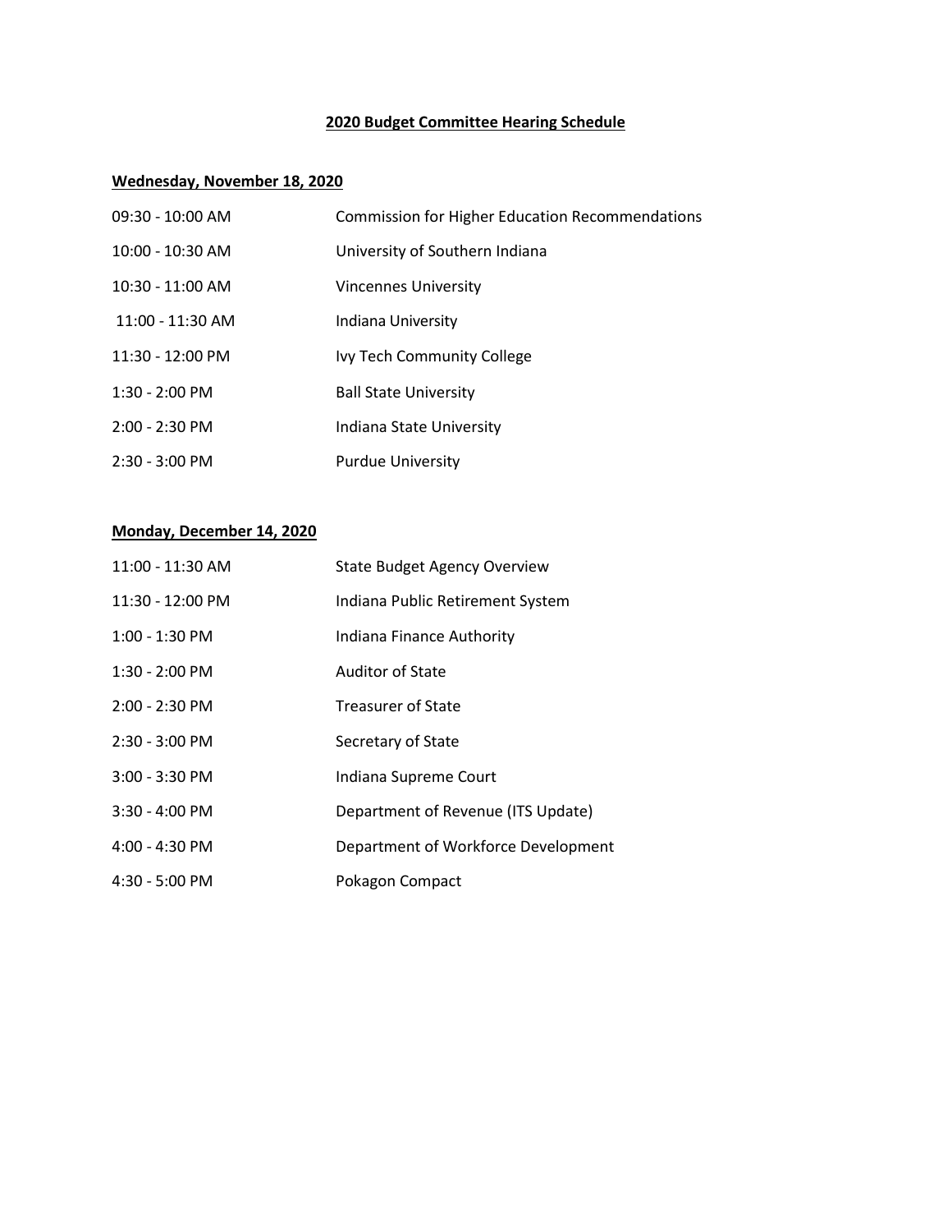# 2020 Budget Committee Hearing Schedule

## Wednesday, November 18, 2020

| | |
|---|---|
| 09:30 - 10:00 AM | Commission for Higher Education Recommendations |
| 10:00 - 10:30 AM | University of Southern Indiana |
| 10:30 - 11:00 AM | Vincennes University |
| 11:00 - 11:30 AM | Indiana University |
| 11:30 - 12:00 PM | Ivy Tech Community College |
| 1:30 - 2:00 PM | Ball State University |
| 2:00 - 2:30 PM | Indiana State University |
| 2:30 - 3:00 PM | Purdue University |

## Monday, December 14, 2020

| | |
|---|---|
| 11:00 - 11:30 AM | State Budget Agency Overview |
| 11:30 - 12:00 PM | Indiana Public Retirement System |
| 1:00 - 1:30 PM | Indiana Finance Authority |
| 1:30 - 2:00 PM | Auditor of State |
| 2:00 - 2:30 PM | Treasurer of State |
| 2:30 - 3:00 PM | Secretary of State |
| 3:00 - 3:30 PM | Indiana Supreme Court |
| 3:30 - 4:00 PM | Department of Revenue (ITS Update) |
| 4:00 - 4:30 PM | Department of Workforce Development |
| 4:30 - 5:00 PM | Pokagon Compact |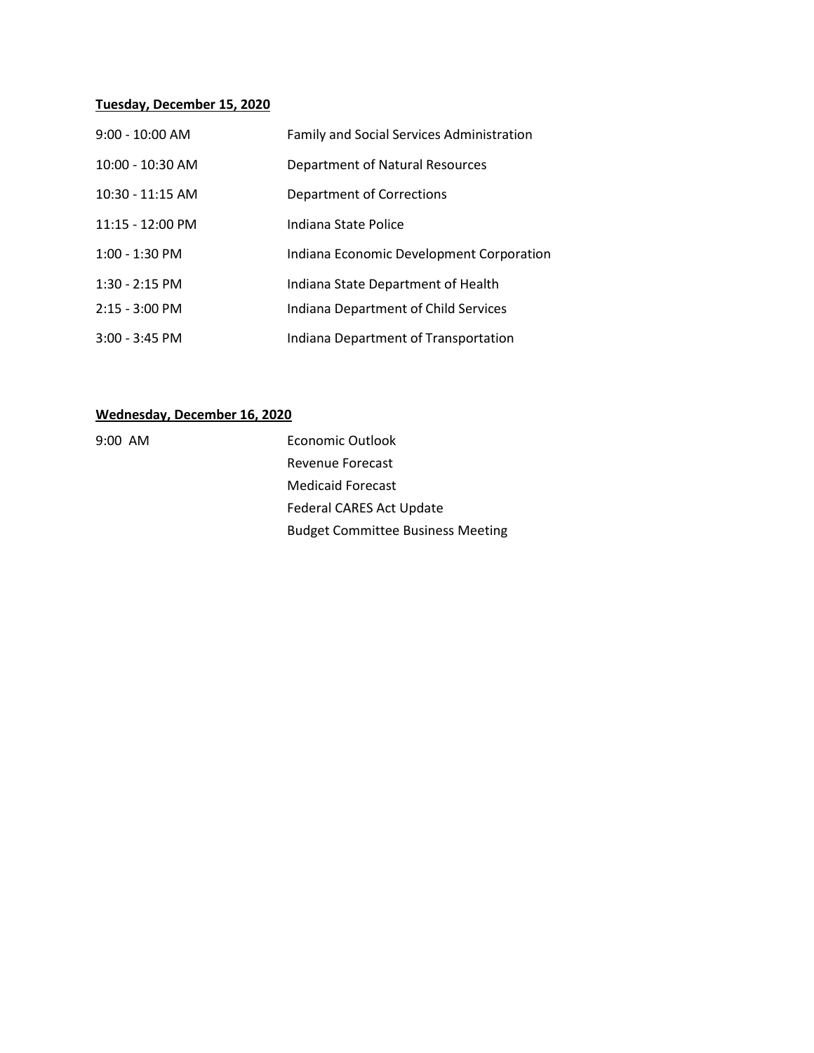**Tuesday, December 15, 2020**

| | |
|---|---|
| 9:00 - 10:00 AM | Family and Social Services Administration |
| 10:00 - 10:30 AM | Department of Natural Resources |
| 10:30 - 11:15 AM | Department of Corrections |
| 11:15 - 12:00 PM | Indiana State Police |
| 1:00 - 1:30 PM | Indiana Economic Development Corporation |
| 1:30 - 2:15 PM | Indiana State Department of Health |
| 2:15 - 3:00 PM | Indiana Department of Child Services |
| 3:00 - 3:45 PM | Indiana Department of Transportation |

**Wednesday, December 16, 2020**

| | |
|---|---|
| 9:00 AM | Economic Outlook |
| | Revenue Forecast |
| | Medicaid Forecast |
| | Federal CARES Act Update |
| | Budget Committee Business Meeting |